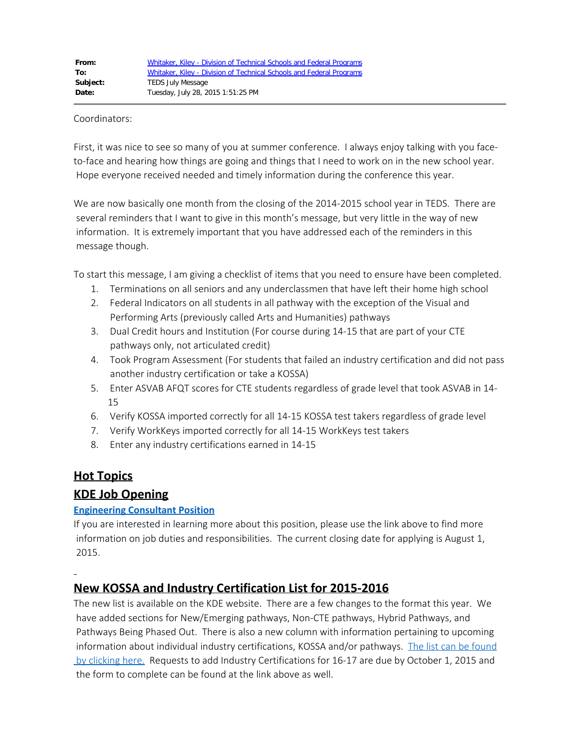| | |
|---|---|
| **From:** | Whitaker, Kiley - Division of Technical Schools and Federal Programs |
| **To:** | Whitaker, Kiley - Division of Technical Schools and Federal Programs |
| **Subject:** | TEDS July Message |
| **Date:** | Tuesday, July 28, 2015 1:51:25 PM |

Coordinators:

First, it was nice to see so many of you at summer conference. I always enjoy talking with you face-to-face and hearing how things are going and things that I need to work on in the new school year. Hope everyone received needed and timely information during the conference this year.

We are now basically one month from the closing of the 2014-2015 school year in TEDS. There are several reminders that I want to give in this month's message, but very little in the way of new information. It is extremely important that you have addressed each of the reminders in this message though.

To start this message, I am giving a checklist of items that you need to ensure have been completed.

1. Terminations on all seniors and any underclassmen that have left their home high school
2. Federal Indicators on all students in all pathway with the exception of the Visual and Performing Arts (previously called Arts and Humanities) pathways
3. Dual Credit hours and Institution (For course during 14-15 that are part of your CTE pathways only, not articulated credit)
4. Took Program Assessment (For students that failed an industry certification and did not pass another industry certification or take a KOSSA)
5. Enter ASVAB AFQT scores for CTE students regardless of grade level that took ASVAB in 14-15
6. Verify KOSSA imported correctly for all 14-15 KOSSA test takers regardless of grade level
7. Verify WorkKeys imported correctly for all 14-15 WorkKeys test takers
8. Enter any industry certifications earned in 14-15

## Hot Topics

## KDE Job Opening

### Engineering Consultant Position

If you are interested in learning more about this position, please use the link above to find more information on job duties and responsibilities. The current closing date for applying is August 1, 2015.

## New KOSSA and Industry Certification List for 2015-2016

The new list is available on the KDE website. There are a few changes to the format this year. We have added sections for New/Emerging pathways, Non-CTE pathways, Hybrid Pathways, and Pathways Being Phased Out. There is also a new column with information pertaining to upcoming information about individual industry certifications, KOSSA and/or pathways. The list can be found by clicking here. Requests to add Industry Certifications for 16-17 are due by October 1, 2015 and the form to complete can be found at the link above as well.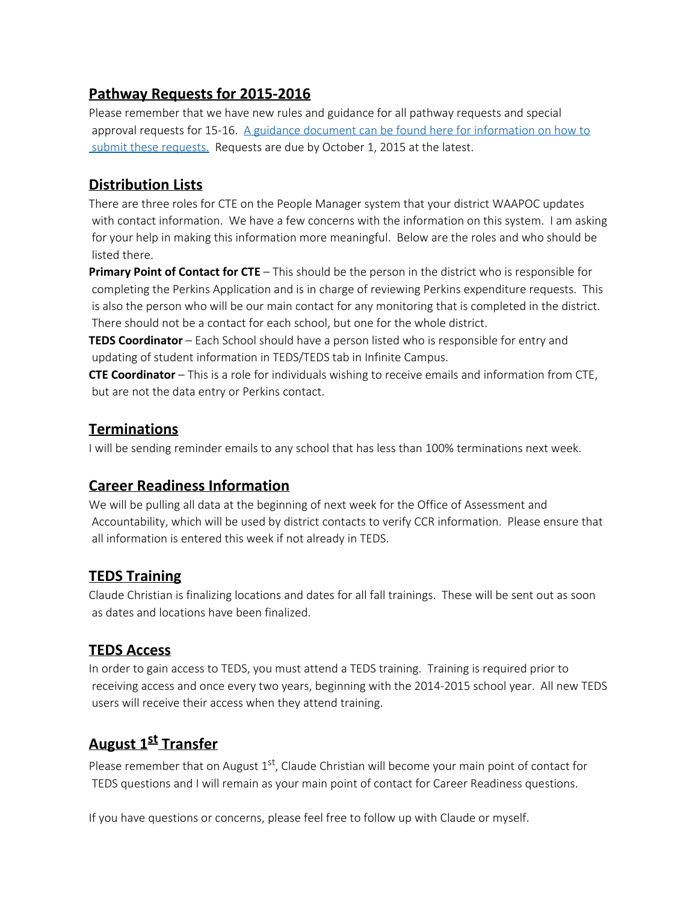## Pathway Requests for 2015-2016

Please remember that we have new rules and guidance for all pathway requests and special approval requests for 15-16. A guidance document can be found here for information on how to submit these requests. Requests are due by October 1, 2015 at the latest.

## Distribution Lists

There are three roles for CTE on the People Manager system that your district WAAPOC updates with contact information. We have a few concerns with the information on this system. I am asking for your help in making this information more meaningful. Below are the roles and who should be listed there.

**Primary Point of Contact for CTE** – This should be the person in the district who is responsible for completing the Perkins Application and is in charge of reviewing Perkins expenditure requests. This is also the person who will be our main contact for any monitoring that is completed in the district. There should not be a contact for each school, but one for the whole district.

**TEDS Coordinator** – Each School should have a person listed who is responsible for entry and updating of student information in TEDS/TEDS tab in Infinite Campus.

**CTE Coordinator** – This is a role for individuals wishing to receive emails and information from CTE, but are not the data entry or Perkins contact.

## Terminations

I will be sending reminder emails to any school that has less than 100% terminations next week.

## Career Readiness Information

We will be pulling all data at the beginning of next week for the Office of Assessment and Accountability, which will be used by district contacts to verify CCR information. Please ensure that all information is entered this week if not already in TEDS.

## TEDS Training

Claude Christian is finalizing locations and dates for all fall trainings. These will be sent out as soon as dates and locations have been finalized.

## TEDS Access

In order to gain access to TEDS, you must attend a TEDS training. Training is required prior to receiving access and once every two years, beginning with the 2014-2015 school year. All new TEDS users will receive their access when they attend training.

## August 1st Transfer

Please remember that on August 1st, Claude Christian will become your main point of contact for TEDS questions and I will remain as your main point of contact for Career Readiness questions.

If you have questions or concerns, please feel free to follow up with Claude or myself.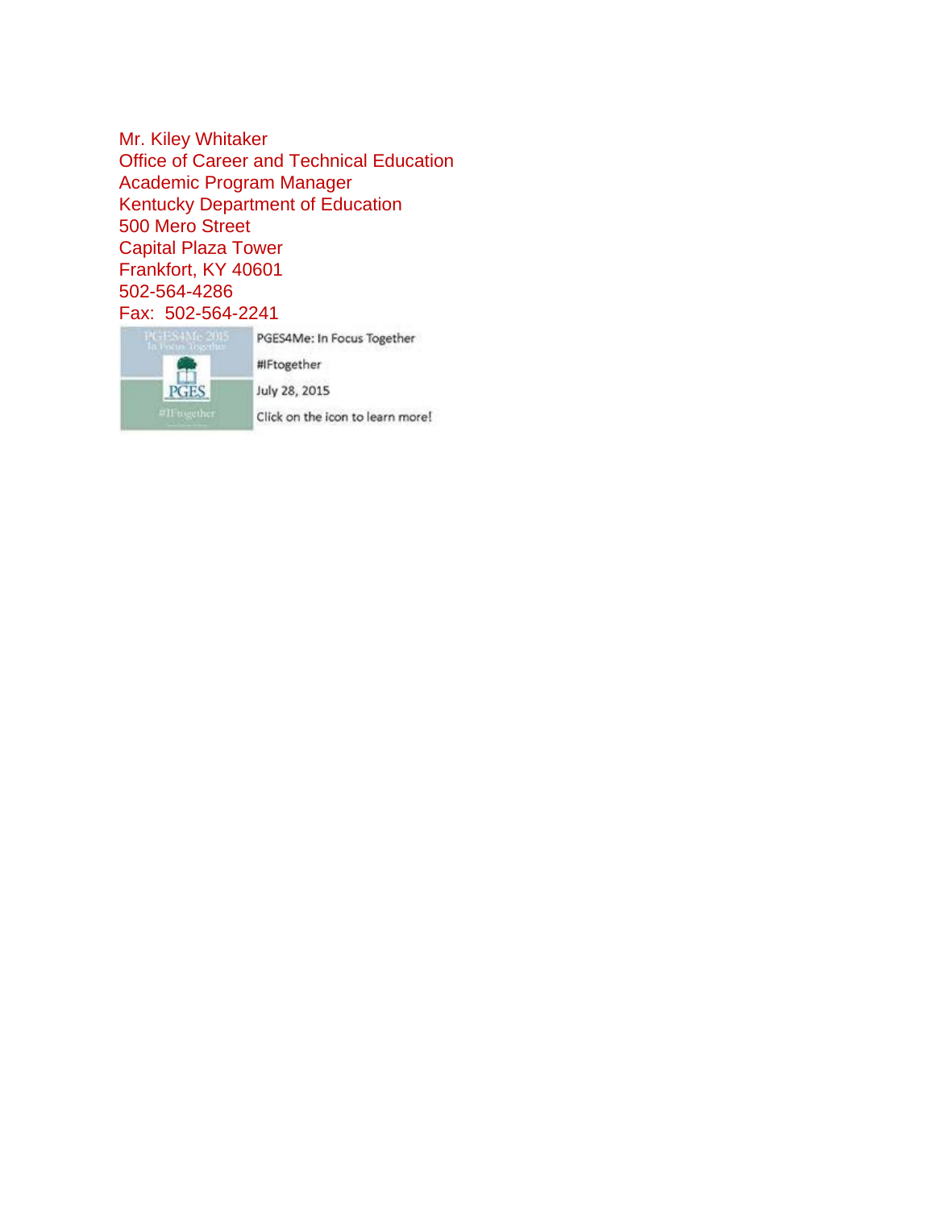Mr. Kiley Whitaker
Office of Career and Technical Education
Academic Program Manager
Kentucky Department of Education
500 Mero Street
Capital Plaza Tower
Frankfort, KY 40601
502-564-4286
Fax: 502-564-2241

PGES4Me: In Focus Together

#IFtogether

July 28, 2015

Click on the icon to learn more!